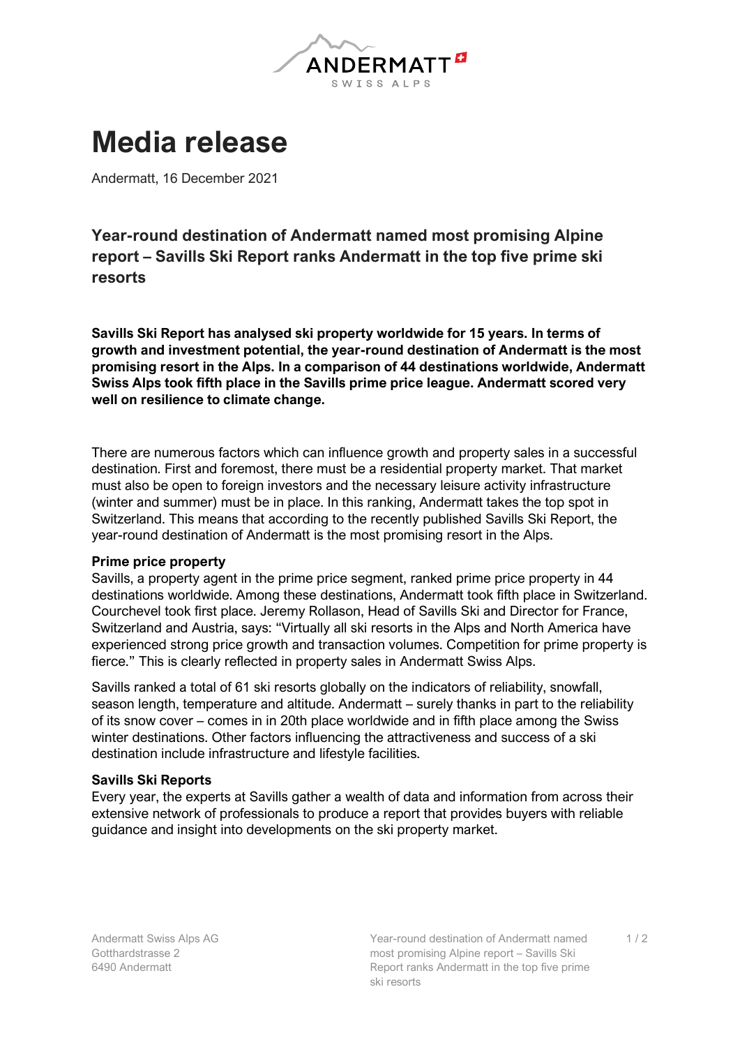# Media release

Andermatt, 16 December 2021

## Year-round destination of Andermatt named most promising Alpine report – Savills Ski Report ranks Andermatt in the top five prime ski resorts

**Savills Ski Report has analysed ski property worldwide for 15 years. In terms of growth and investment potential, the year-round destination of Andermatt is the most promising resort in the Alps. In a comparison of 44 destinations worldwide, Andermatt Swiss Alps took fifth place in the Savills prime price league. Andermatt scored very well on resilience to climate change.**

There are numerous factors which can influence growth and property sales in a successful destination. First and foremost, there must be a residential property market. That market must also be open to foreign investors and the necessary leisure activity infrastructure (winter and summer) must be in place. In this ranking, Andermatt takes the top spot in Switzerland. This means that according to the recently published Savills Ski Report, the year-round destination of Andermatt is the most promising resort in the Alps.

**Prime price property**

Savills, a property agent in the prime price segment, ranked prime price property in 44 destinations worldwide. Among these destinations, Andermatt took fifth place in Switzerland. Courchevel took first place. Jeremy Rollason, Head of Savills Ski and Director for France, Switzerland and Austria, says: "Virtually all ski resorts in the Alps and North America have experienced strong price growth and transaction volumes. Competition for prime property is fierce." This is clearly reflected in property sales in Andermatt Swiss Alps.

Savills ranked a total of 61 ski resorts globally on the indicators of reliability, snowfall, season length, temperature and altitude. Andermatt – surely thanks in part to the reliability of its snow cover – comes in in 20th place worldwide and in fifth place among the Swiss winter destinations. Other factors influencing the attractiveness and success of a ski destination include infrastructure and lifestyle facilities.

**Savills Ski Reports**

Every year, the experts at Savills gather a wealth of data and information from across their extensive network of professionals to produce a report that provides buyers with reliable guidance and insight into developments on the ski property market.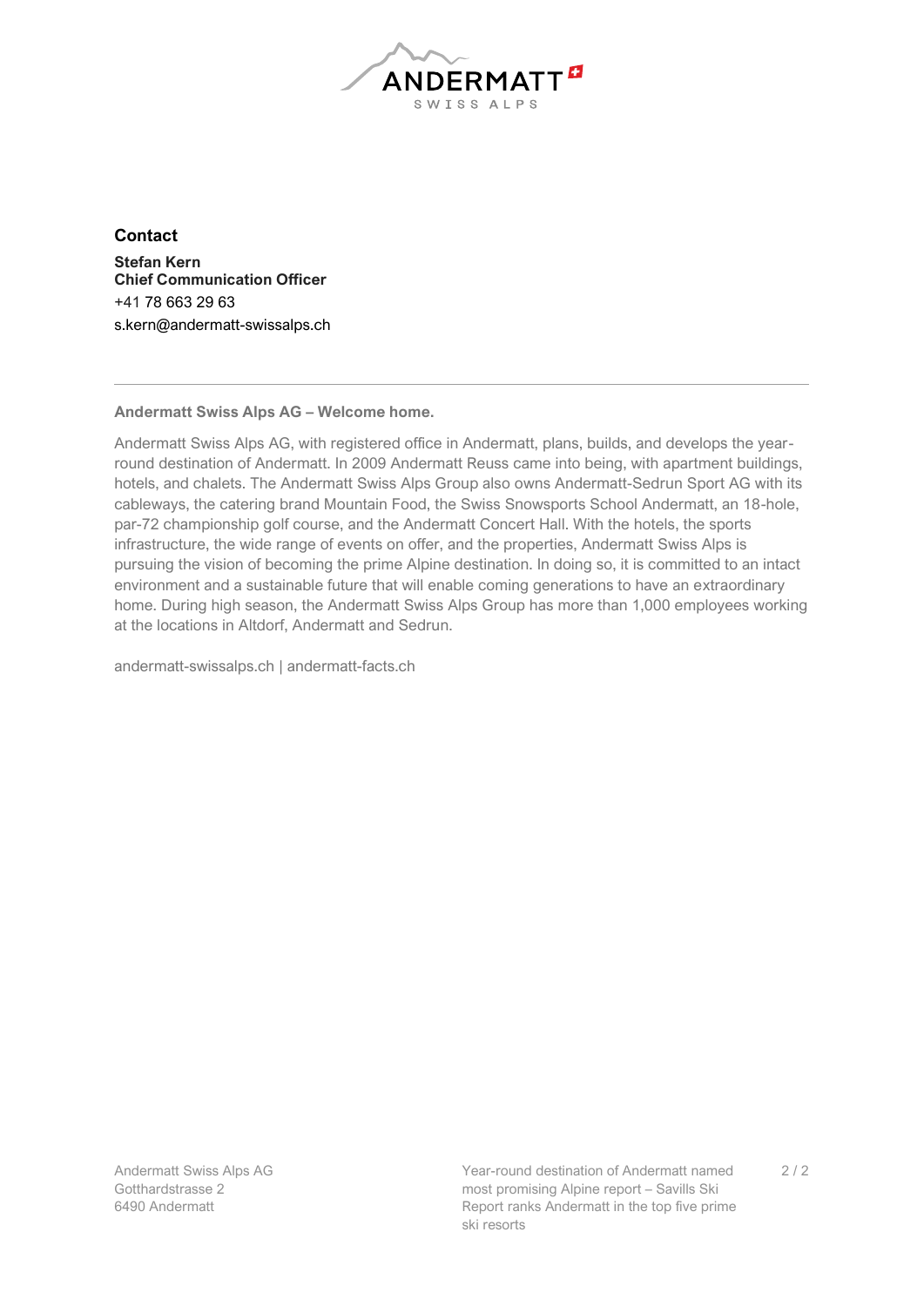## Contact

**Stefan Kern**
**Chief Communication Officer**
+41 78 663 29 63
s.kern@andermatt-swissalps.ch

---

**Andermatt Swiss Alps AG – Welcome home.**

Andermatt Swiss Alps AG, with registered office in Andermatt, plans, builds, and develops the year-round destination of Andermatt. In 2009 Andermatt Reuss came into being, with apartment buildings, hotels, and chalets. The Andermatt Swiss Alps Group also owns Andermatt-Sedrun Sport AG with its cableways, the catering brand Mountain Food, the Swiss Snowsports School Andermatt, an 18-hole, par-72 championship golf course, and the Andermatt Concert Hall. With the hotels, the sports infrastructure, the wide range of events on offer, and the properties, Andermatt Swiss Alps is pursuing the vision of becoming the prime Alpine destination. In doing so, it is committed to an intact environment and a sustainable future that will enable coming generations to have an extraordinary home. During high season, the Andermatt Swiss Alps Group has more than 1,000 employees working at the locations in Altdorf, Andermatt and Sedrun.

andermatt-swissalps.ch | andermatt-facts.ch